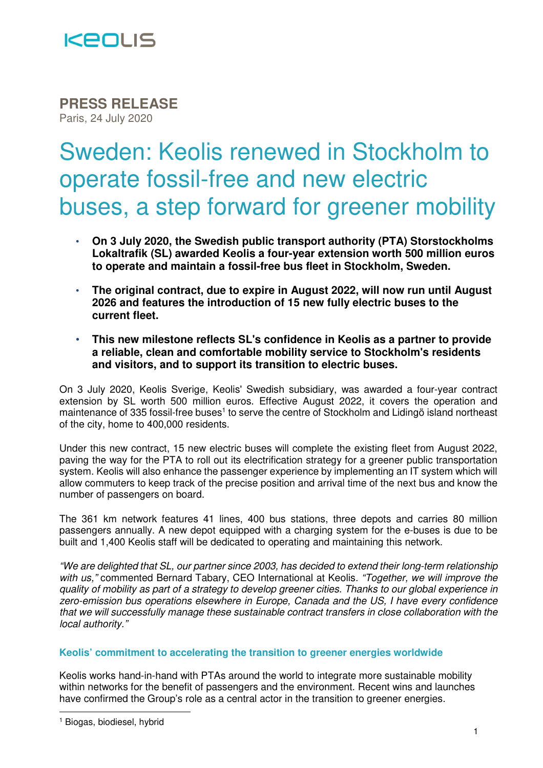KEOLIS

**PRESS RELEASE**
Paris, 24 July 2020

# Sweden: Keolis renewed in Stockholm to operate fossil-free and new electric buses, a step forward for greener mobility

- **On 3 July 2020, the Swedish public transport authority (PTA) Storstockholms Lokaltrafik (SL) awarded Keolis a four-year extension worth 500 million euros to operate and maintain a fossil-free bus fleet in Stockholm, Sweden.**
- **The original contract, due to expire in August 2022, will now run until August 2026 and features the introduction of 15 new fully electric buses to the current fleet.**
- **This new milestone reflects SL's confidence in Keolis as a partner to provide a reliable, clean and comfortable mobility service to Stockholm's residents and visitors, and to support its transition to electric buses.**

On 3 July 2020, Keolis Sverige, Keolis' Swedish subsidiary, was awarded a four-year contract extension by SL worth 500 million euros. Effective August 2022, it covers the operation and maintenance of 335 fossil-free buses[1] to serve the centre of Stockholm and Lidingö island northeast of the city, home to 400,000 residents.

Under this new contract, 15 new electric buses will complete the existing fleet from August 2022, paving the way for the PTA to roll out its electrification strategy for a greener public transportation system. Keolis will also enhance the passenger experience by implementing an IT system which will allow commuters to keep track of the precise position and arrival time of the next bus and know the number of passengers on board.

The 361 km network features 41 lines, 400 bus stations, three depots and carries 80 million passengers annually. A new depot equipped with a charging system for the e-buses is due to be built and 1,400 Keolis staff will be dedicated to operating and maintaining this network.

*"We are delighted that SL, our partner since 2003, has decided to extend their long-term relationship with us,"* commented Bernard Tabary, CEO International at Keolis. *"Together, we will improve the quality of mobility as part of a strategy to develop greener cities. Thanks to our global experience in zero-emission bus operations elsewhere in Europe, Canada and the US, I have every confidence that we will successfully manage these sustainable contract transfers in close collaboration with the local authority."*

## Keolis' commitment to accelerating the transition to greener energies worldwide

Keolis works hand-in-hand with PTAs around the world to integrate more sustainable mobility within networks for the benefit of passengers and the environment. Recent wins and launches have confirmed the Group's role as a central actor in the transition to greener energies.

[1] Biogas, biodiesel, hybrid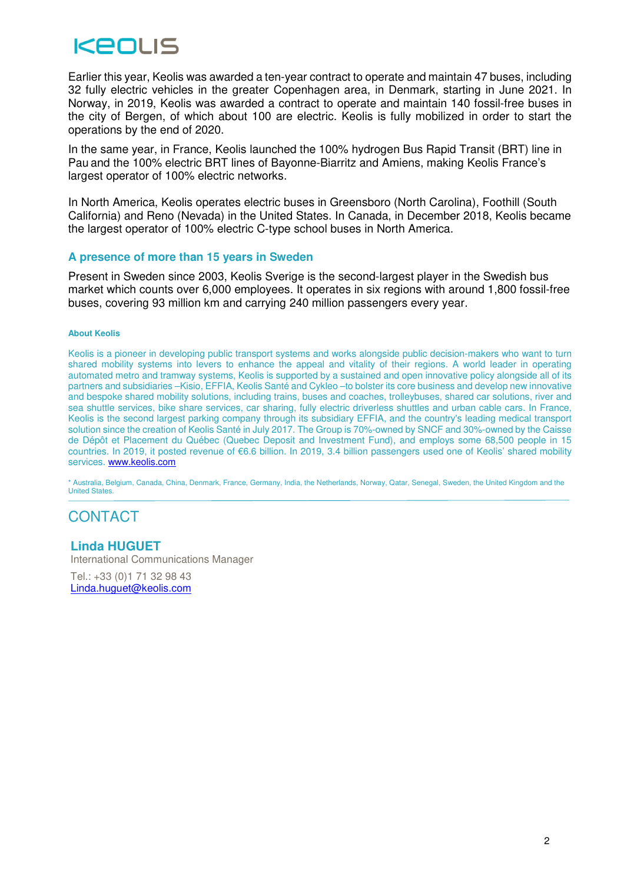Earlier this year, Keolis was awarded a ten-year contract to operate and maintain 47 buses, including 32 fully electric vehicles in the greater Copenhagen area, in Denmark, starting in June 2021. In Norway, in 2019, Keolis was awarded a contract to operate and maintain 140 fossil-free buses in the city of Bergen, of which about 100 are electric. Keolis is fully mobilized in order to start the operations by the end of 2020.

In the same year, in France, Keolis launched the 100% hydrogen Bus Rapid Transit (BRT) line in Pau and the 100% electric BRT lines of Bayonne-Biarritz and Amiens, making Keolis France's largest operator of 100% electric networks.

In North America, Keolis operates electric buses in Greensboro (North Carolina), Foothill (South California) and Reno (Nevada) in the United States. In Canada, in December 2018, Keolis became the largest operator of 100% electric C-type school buses in North America.

### A presence of more than 15 years in Sweden

Present in Sweden since 2003, Keolis Sverige is the second-largest player in the Swedish bus market which counts over 6,000 employees. It operates in six regions with around 1,800 fossil-free buses, covering 93 million km and carrying 240 million passengers every year.

**About Keolis**

Keolis is a pioneer in developing public transport systems and works alongside public decision-makers who want to turn shared mobility systems into levers to enhance the appeal and vitality of their regions. A world leader in operating automated metro and tramway systems, Keolis is supported by a sustained and open innovative policy alongside all of its partners and subsidiaries –Kisio, EFFIA, Keolis Santé and Cykleo –to bolster its core business and develop new innovative and bespoke shared mobility solutions, including trains, buses and coaches, trolleybuses, shared car solutions, river and sea shuttle services, bike share services, car sharing, fully electric driverless shuttles and urban cable cars. In France, Keolis is the second largest parking company through its subsidiary EFFIA, and the country's leading medical transport solution since the creation of Keolis Santé in July 2017. The Group is 70%-owned by SNCF and 30%-owned by the Caisse de Dépôt et Placement du Québec (Quebec Deposit and Investment Fund), and employs some 68,500 people in 15 countries. In 2019, it posted revenue of €6.6 billion. In 2019, 3.4 billion passengers used one of Keolis' shared mobility services. [www.keolis.com](http://www.keolis.com)

* Australia, Belgium, Canada, China, Denmark, France, Germany, India, the Netherlands, Norway, Qatar, Senegal, Sweden, the United Kingdom and the United States.

## CONTACT

**Linda HUGUET**
International Communications Manager

Tel.: +33 (0)1 71 32 98 43
[Linda.huguet@keolis.com](mailto:Linda.huguet@keolis.com)